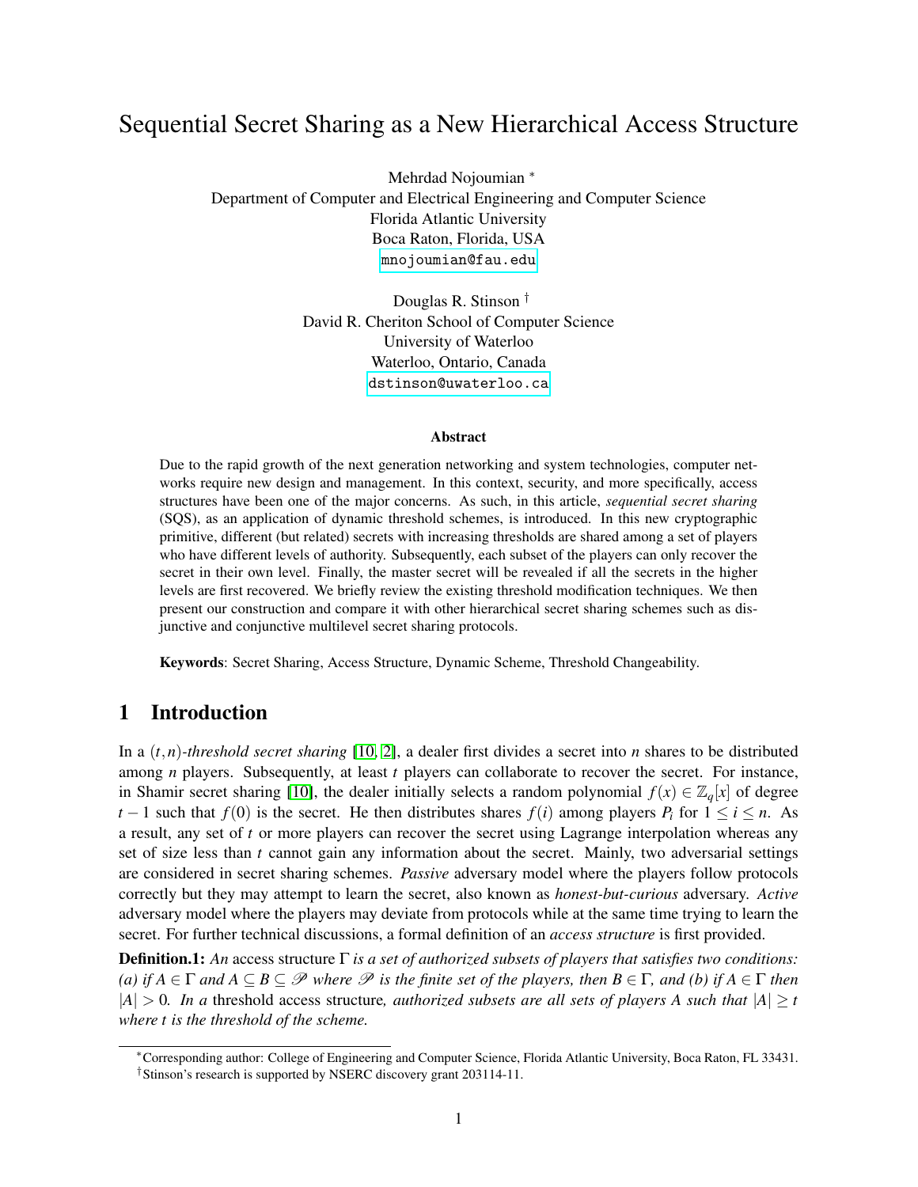# Sequential Secret Sharing as a New Hierarchical Access Structure

Mehrdad Nojoumian [*]
Department of Computer and Electrical Engineering and Computer Science
Florida Atlantic University
Boca Raton, Florida, USA
mnojoumian@fau.edu

Douglas R. Stinson [†]
David R. Cheriton School of Computer Science
University of Waterloo
Waterloo, Ontario, Canada
dstinson@uwaterloo.ca

### Abstract

Due to the rapid growth of the next generation networking and system technologies, computer networks require new design and management. In this context, security, and more specifically, access structures have been one of the major concerns. As such, in this article, *sequential secret sharing* (SQS), as an application of dynamic threshold schemes, is introduced. In this new cryptographic primitive, different (but related) secrets with increasing thresholds are shared among a set of players who have different levels of authority. Subsequently, each subset of the players can only recover the secret in their own level. Finally, the master secret will be revealed if all the secrets in the higher levels are first recovered. We briefly review the existing threshold modification techniques. We then present our construction and compare it with other hierarchical secret sharing schemes such as disjunctive and conjunctive multilevel secret sharing protocols.

**Keywords**: Secret Sharing, Access Structure, Dynamic Scheme, Threshold Changeability.

## 1 Introduction

In a $(t,n)$-*threshold secret sharing* [10, 2], a dealer first divides a secret into $n$ shares to be distributed among $n$ players. Subsequently, at least $t$ players can collaborate to recover the secret. For instance, in Shamir secret sharing [10], the dealer initially selects a random polynomial $f(x) \in \mathbb{Z}_q[x]$ of degree $t-1$ such that $f(0)$ is the secret. He then distributes shares $f(i)$ among players $P_i$ for $1 \leq i \leq n$. As a result, any set of $t$ or more players can recover the secret using Lagrange interpolation whereas any set of size less than $t$ cannot gain any information about the secret. Mainly, two adversarial settings are considered in secret sharing schemes. *Passive* adversary model where the players follow protocols correctly but they may attempt to learn the secret, also known as *honest-but-curious* adversary. *Active* adversary model where the players may deviate from protocols while at the same time trying to learn the secret. For further technical discussions, a formal definition of an *access structure* is first provided.

**Definition.1:** *An* access structure $\Gamma$ *is a set of authorized subsets of players that satisfies two conditions: (a) if $A \in \Gamma$ and $A \subseteq B \subseteq \mathscr{P}$ where $\mathscr{P}$ is the finite set of the players, then $B \in \Gamma$, and (b) if $A \in \Gamma$ then $|A| > 0$. In a* threshold access structure*, authorized subsets are all sets of players $A$ such that $|A| \geq t$ where $t$ is the threshold of the scheme.*

---

[*] Corresponding author: College of Engineering and Computer Science, Florida Atlantic University, Boca Raton, FL 33431.
[†] Stinson's research is supported by NSERC discovery grant 203114-11.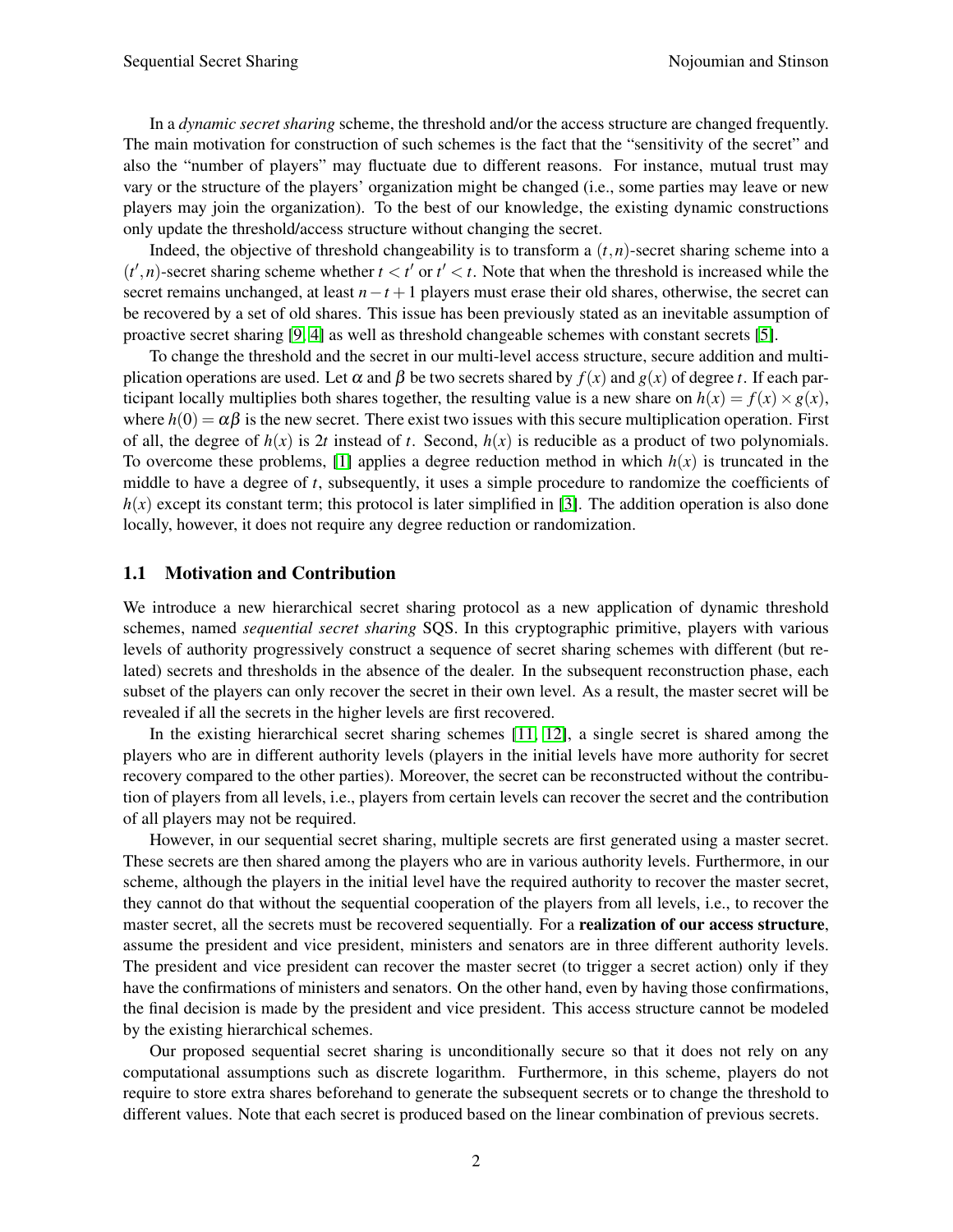In a *dynamic secret sharing* scheme, the threshold and/or the access structure are changed frequently. The main motivation for construction of such schemes is the fact that the "sensitivity of the secret" and also the "number of players" may fluctuate due to different reasons. For instance, mutual trust may vary or the structure of the players' organization might be changed (i.e., some parties may leave or new players may join the organization). To the best of our knowledge, the existing dynamic constructions only update the threshold/access structure without changing the secret.

Indeed, the objective of threshold changeability is to transform a $(t,n)$-secret sharing scheme into a $(t',n)$-secret sharing scheme whether $t < t'$ or $t' < t$. Note that when the threshold is increased while the secret remains unchanged, at least $n-t+1$ players must erase their old shares, otherwise, the secret can be recovered by a set of old shares. This issue has been previously stated as an inevitable assumption of proactive secret sharing [9, 4] as well as threshold changeable schemes with constant secrets [5].

To change the threshold and the secret in our multi-level access structure, secure addition and multiplication operations are used. Let $\alpha$ and $\beta$ be two secrets shared by $f(x)$ and $g(x)$ of degree $t$. If each participant locally multiplies both shares together, the resulting value is a new share on $h(x) = f(x) \times g(x)$, where $h(0) = \alpha\beta$ is the new secret. There exist two issues with this secure multiplication operation. First of all, the degree of $h(x)$ is $2t$ instead of $t$. Second, $h(x)$ is reducible as a product of two polynomials. To overcome these problems, [1] applies a degree reduction method in which $h(x)$ is truncated in the middle to have a degree of $t$, subsequently, it uses a simple procedure to randomize the coefficients of $h(x)$ except its constant term; this protocol is later simplified in [3]. The addition operation is also done locally, however, it does not require any degree reduction or randomization.

## 1.1 Motivation and Contribution

We introduce a new hierarchical secret sharing protocol as a new application of dynamic threshold schemes, named *sequential secret sharing* SQS. In this cryptographic primitive, players with various levels of authority progressively construct a sequence of secret sharing schemes with different (but related) secrets and thresholds in the absence of the dealer. In the subsequent reconstruction phase, each subset of the players can only recover the secret in their own level. As a result, the master secret will be revealed if all the secrets in the higher levels are first recovered.

In the existing hierarchical secret sharing schemes [11, 12], a single secret is shared among the players who are in different authority levels (players in the initial levels have more authority for secret recovery compared to the other parties). Moreover, the secret can be reconstructed without the contribution of players from all levels, i.e., players from certain levels can recover the secret and the contribution of all players may not be required.

However, in our sequential secret sharing, multiple secrets are first generated using a master secret. These secrets are then shared among the players who are in various authority levels. Furthermore, in our scheme, although the players in the initial level have the required authority to recover the master secret, they cannot do that without the sequential cooperation of the players from all levels, i.e., to recover the master secret, all the secrets must be recovered sequentially. For a **realization of our access structure**, assume the president and vice president, ministers and senators are in three different authority levels. The president and vice president can recover the master secret (to trigger a secret action) only if they have the confirmations of ministers and senators. On the other hand, even by having those confirmations, the final decision is made by the president and vice president. This access structure cannot be modeled by the existing hierarchical schemes.

Our proposed sequential secret sharing is unconditionally secure so that it does not rely on any computational assumptions such as discrete logarithm. Furthermore, in this scheme, players do not require to store extra shares beforehand to generate the subsequent secrets or to change the threshold to different values. Note that each secret is produced based on the linear combination of previous secrets.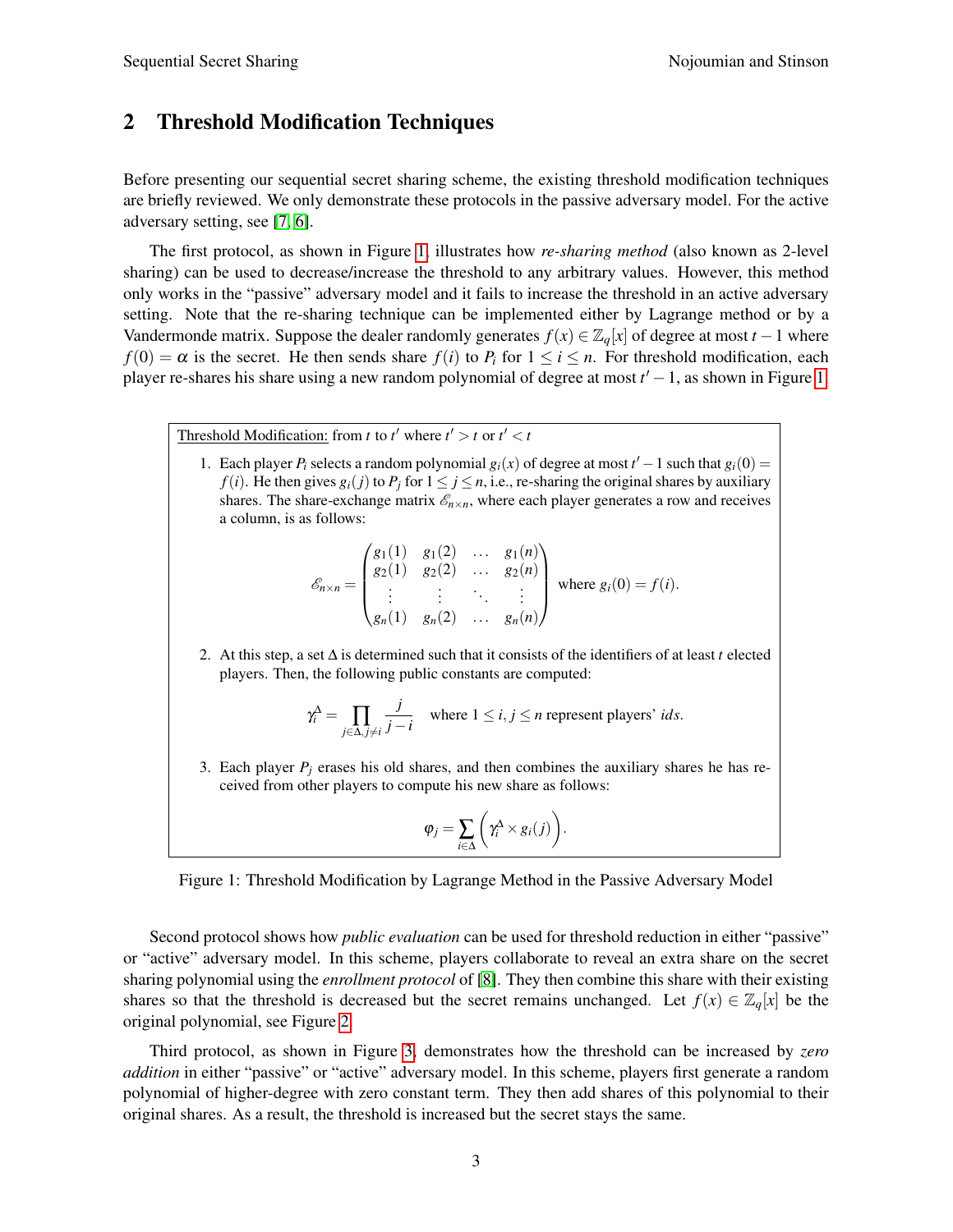## 2 Threshold Modification Techniques

Before presenting our sequential secret sharing scheme, the existing threshold modification techniques are briefly reviewed. We only demonstrate these protocols in the passive adversary model. For the active adversary setting, see [7, 6].

The first protocol, as shown in Figure 1, illustrates how *re-sharing method* (also known as 2-level sharing) can be used to decrease/increase the threshold to any arbitrary values. However, this method only works in the "passive" adversary model and it fails to increase the threshold in an active adversary setting. Note that the re-sharing technique can be implemented either by Lagrange method or by a Vandermonde matrix. Suppose the dealer randomly generates $f(x) \in \mathbb{Z}_q[x]$ of degree at most $t-1$ where $f(0) = \alpha$ is the secret. He then sends share $f(i)$ to $P_i$ for $1 \leq i \leq n$. For threshold modification, each player re-shares his share using a new random polynomial of degree at most $t'-1$, as shown in Figure 1.

Threshold Modification: from $t$ to $t'$ where $t' > t$ or $t' < t$

1. Each player $P_i$ selects a random polynomial $g_i(x)$ of degree at most $t'-1$ such that $g_i(0) = f(i)$. He then gives $g_i(j)$ to $P_j$ for $1 \leq j \leq n$, i.e., re-sharing the original shares by auxiliary shares. The share-exchange matrix $\mathscr{E}_{n \times n}$, where each player generates a row and receives a column, is as follows:

$$\mathscr{E}_{n \times n} = \begin{pmatrix} g_1(1) & g_1(2) & \ldots & g_1(n) \\ g_2(1) & g_2(2) & \ldots & g_2(n) \\ \vdots & \vdots & \ddots & \vdots \\ g_n(1) & g_n(2) & \ldots & g_n(n) \end{pmatrix} \text{ where } g_i(0) = f(i).$$

2. At this step, a set $\Delta$ is determined such that it consists of the identifiers of at least $t$ elected players. Then, the following public constants are computed:

$$\gamma_i^{\Delta} = \prod_{j \in \Delta, j \neq i} \frac{j}{j-i} \quad \text{where } 1 \leq i, j \leq n \text{ represent players' } ids.$$

3. Each player $P_j$ erases his old shares, and then combines the auxiliary shares he has received from other players to compute his new share as follows:

$$\varphi_j = \sum_{i \in \Delta} \left( \gamma_i^{\Delta} \times g_i(j) \right).$$

Figure 1: Threshold Modification by Lagrange Method in the Passive Adversary Model

Second protocol shows how *public evaluation* can be used for threshold reduction in either "passive" or "active" adversary model. In this scheme, players collaborate to reveal an extra share on the secret sharing polynomial using the *enrollment protocol* of [8]. They then combine this share with their existing shares so that the threshold is decreased but the secret remains unchanged. Let $f(x) \in \mathbb{Z}_q[x]$ be the original polynomial, see Figure 2.

Third protocol, as shown in Figure 3, demonstrates how the threshold can be increased by *zero addition* in either "passive" or "active" adversary model. In this scheme, players first generate a random polynomial of higher-degree with zero constant term. They then add shares of this polynomial to their original shares. As a result, the threshold is increased but the secret stays the same.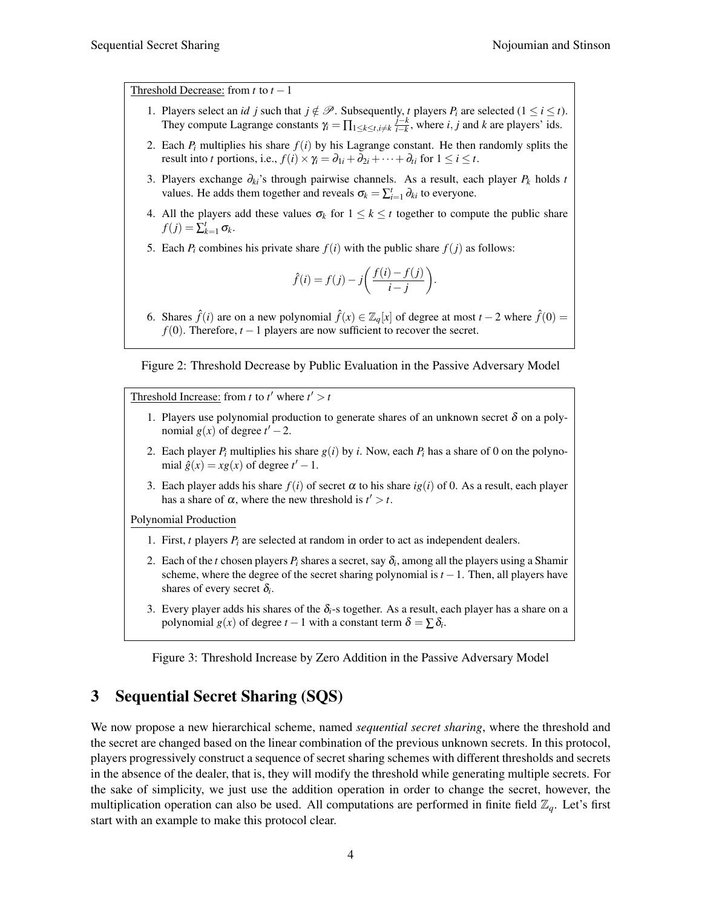Threshold Decrease: from $t$ to $t-1$

1. Players select an *id* $j$ such that $j \notin \mathscr{P}$. Subsequently, $t$ players $P_i$ are selected ($1 \leq i \leq t$). They compute Lagrange constants $\gamma_i = \prod_{1 \leq k \leq t, i \neq k} \frac{j-k}{i-k}$, where $i$, $j$ and $k$ are players' ids.
2. Each $P_i$ multiplies his share $f(i)$ by his Lagrange constant. He then randomly splits the result into $t$ portions, i.e., $f(i) \times \gamma_i = \partial_{1i} + \partial_{2i} + \cdots + \partial_{ti}$ for $1 \leq i \leq t$.
3. Players exchange $\partial_{ki}$'s through pairwise channels. As a result, each player $P_k$ holds $t$ values. He adds them together and reveals $\sigma_k = \sum_{i=1}^{t} \partial_{ki}$ to everyone.
4. All the players add these values $\sigma_k$ for $1 \leq k \leq t$ together to compute the public share $f(j) = \sum_{k=1}^{t} \sigma_k$.
5. Each $P_i$ combines his private share $f(i)$ with the public share $f(j)$ as follows:
$$\hat{f}(i) = f(j) - j\left(\frac{f(i) - f(j)}{i - j}\right).$$
6. Shares $\hat{f}(i)$ are on a new polynomial $\hat{f}(x) \in \mathbb{Z}_q[x]$ of degree at most $t-2$ where $\hat{f}(0) = f(0)$. Therefore, $t-1$ players are now sufficient to recover the secret.

Figure 2: Threshold Decrease by Public Evaluation in the Passive Adversary Model

Threshold Increase: from $t$ to $t'$ where $t' > t$

1. Players use polynomial production to generate shares of an unknown secret $\delta$ on a polynomial $g(x)$ of degree $t'-2$.
2. Each player $P_i$ multiplies his share $g(i)$ by $i$. Now, each $P_i$ has a share of 0 on the polynomial $\hat{g}(x) = xg(x)$ of degree $t'-1$.
3. Each player adds his share $f(i)$ of secret $\alpha$ to his share $ig(i)$ of 0. As a result, each player has a share of $\alpha$, where the new threshold is $t' > t$.

Polynomial Production

1. First, $t$ players $P_i$ are selected at random in order to act as independent dealers.
2. Each of the $t$ chosen players $P_i$ shares a secret, say $\delta_i$, among all the players using a Shamir scheme, where the degree of the secret sharing polynomial is $t-1$. Then, all players have shares of every secret $\delta_i$.
3. Every player adds his shares of the $\delta_i$-s together. As a result, each player has a share on a polynomial $g(x)$ of degree $t-1$ with a constant term $\delta = \sum \delta_i$.

Figure 3: Threshold Increase by Zero Addition in the Passive Adversary Model

## 3 Sequential Secret Sharing (SQS)

We now propose a new hierarchical scheme, named *sequential secret sharing*, where the threshold and the secret are changed based on the linear combination of the previous unknown secrets. In this protocol, players progressively construct a sequence of secret sharing schemes with different thresholds and secrets in the absence of the dealer, that is, they will modify the threshold while generating multiple secrets. For the sake of simplicity, we just use the addition operation in order to change the secret, however, the multiplication operation can also be used. All computations are performed in finite field $\mathbb{Z}_q$. Let's first start with an example to make this protocol clear.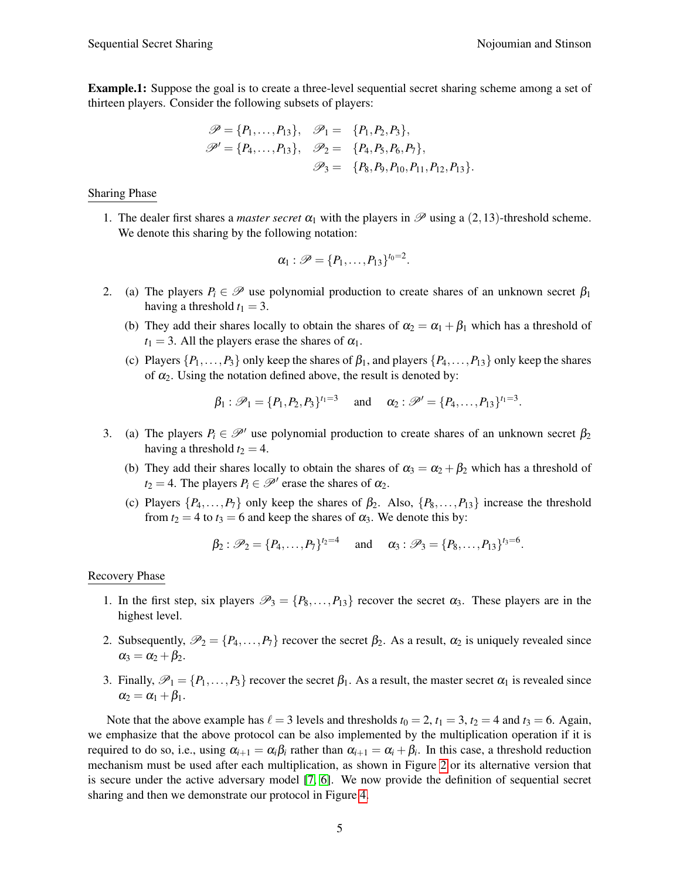**Example.1:** Suppose the goal is to create a three-level sequential secret sharing scheme among a set of thirteen players. Consider the following subsets of players:

$$
\begin{aligned}
\mathscr{P} &= \{P_1, \ldots, P_{13}\}, & \mathscr{P}_1 &= \{P_1, P_2, P_3\}, \\
\mathscr{P}' &= \{P_4, \ldots, P_{13}\}, & \mathscr{P}_2 &= \{P_4, P_5, P_6, P_7\}, \\
& & \mathscr{P}_3 &= \{P_8, P_9, P_{10}, P_{11}, P_{12}, P_{13}\}.
\end{aligned}
$$

Sharing Phase

1. The dealer first shares a *master secret* $\alpha_1$ with the players in $\mathscr{P}$ using a $(2,13)$-threshold scheme. We denote this sharing by the following notation:

$$\alpha_1 : \mathscr{P} = \{P_1, \ldots, P_{13}\}^{t_0=2}.$$

2. (a) The players $P_i \in \mathscr{P}$ use polynomial production to create shares of an unknown secret $\beta_1$ having a threshold $t_1 = 3$.

   (b) They add their shares locally to obtain the shares of $\alpha_2 = \alpha_1 + \beta_1$ which has a threshold of $t_1 = 3$. All the players erase the shares of $\alpha_1$.

   (c) Players $\{P_1, \ldots, P_3\}$ only keep the shares of $\beta_1$, and players $\{P_4, \ldots, P_{13}\}$ only keep the shares of $\alpha_2$. Using the notation defined above, the result is denoted by:

$$\beta_1 : \mathscr{P}_1 = \{P_1, P_2, P_3\}^{t_1=3} \quad \text{and} \quad \alpha_2 : \mathscr{P}' = \{P_4, \ldots, P_{13}\}^{t_1=3}.$$

3. (a) The players $P_i \in \mathscr{P}'$ use polynomial production to create shares of an unknown secret $\beta_2$ having a threshold $t_2 = 4$.

   (b) They add their shares locally to obtain the shares of $\alpha_3 = \alpha_2 + \beta_2$ which has a threshold of $t_2 = 4$. The players $P_i \in \mathscr{P}'$ erase the shares of $\alpha_2$.

   (c) Players $\{P_4, \ldots, P_7\}$ only keep the shares of $\beta_2$. Also, $\{P_8, \ldots, P_{13}\}$ increase the threshold from $t_2 = 4$ to $t_3 = 6$ and keep the shares of $\alpha_3$. We denote this by:

$$\beta_2 : \mathscr{P}_2 = \{P_4, \ldots, P_7\}^{t_2=4} \quad \text{and} \quad \alpha_3 : \mathscr{P}_3 = \{P_8, \ldots, P_{13}\}^{t_3=6}.$$

Recovery Phase

1. In the first step, six players $\mathscr{P}_3 = \{P_8, \ldots, P_{13}\}$ recover the secret $\alpha_3$. These players are in the highest level.

2. Subsequently, $\mathscr{P}_2 = \{P_4, \ldots, P_7\}$ recover the secret $\beta_2$. As a result, $\alpha_2$ is uniquely revealed since $\alpha_3 = \alpha_2 + \beta_2$.

3. Finally, $\mathscr{P}_1 = \{P_1, \ldots, P_3\}$ recover the secret $\beta_1$. As a result, the master secret $\alpha_1$ is revealed since $\alpha_2 = \alpha_1 + \beta_1$.

Note that the above example has $\ell = 3$ levels and thresholds $t_0 = 2$, $t_1 = 3$, $t_2 = 4$ and $t_3 = 6$. Again, we emphasize that the above protocol can be also implemented by the multiplication operation if it is required to do so, i.e., using $\alpha_{i+1} = \alpha_i \beta_i$ rather than $\alpha_{i+1} = \alpha_i + \beta_i$. In this case, a threshold reduction mechanism must be used after each multiplication, as shown in Figure 2 or its alternative version that is secure under the active adversary model [7, 6]. We now provide the definition of sequential secret sharing and then we demonstrate our protocol in Figure 4.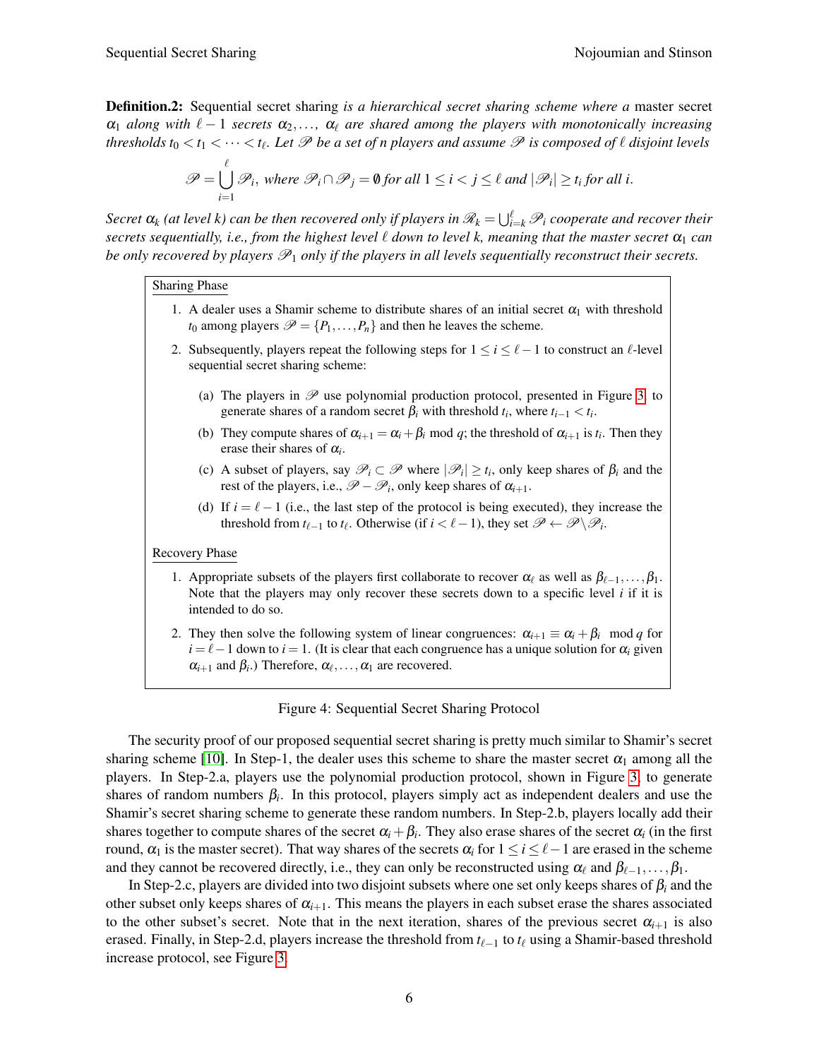**Definition.2:** Sequential secret sharing *is a hierarchical secret sharing scheme where a* master secret $\alpha_1$ *along with* $\ell - 1$ *secrets* $\alpha_2, \dots, \alpha_\ell$ *are shared among the players with monotonically increasing thresholds* $t_0 < t_1 < \cdots < t_\ell$. *Let* $\mathscr{P}$ *be a set of n players and assume* $\mathscr{P}$ *is composed of* $\ell$ *disjoint levels*

$$\mathscr{P} = \bigcup_{i=1}^{\ell} \mathscr{P}_i, \text{ where } \mathscr{P}_i \cap \mathscr{P}_j = \emptyset \text{ for all } 1 \leq i < j \leq \ell \text{ and } |\mathscr{P}_i| \geq t_i \text{ for all } i.$$

*Secret* $\alpha_k$ *(at level k) can be then recovered only if players in* $\mathscr{R}_k = \bigcup_{i=k}^{\ell} \mathscr{P}_i$ *cooperate and recover their secrets sequentially, i.e., from the highest level* $\ell$ *down to level k, meaning that the master secret* $\alpha_1$ *can be only recovered by players* $\mathscr{P}_1$ *only if the players in all levels sequentially reconstruct their secrets.*

Sharing Phase

1. A dealer uses a Shamir scheme to distribute shares of an initial secret $\alpha_1$ with threshold $t_0$ among players $\mathscr{P} = \{P_1, \dots, P_n\}$ and then he leaves the scheme.
2. Subsequently, players repeat the following steps for $1 \leq i \leq \ell - 1$ to construct an $\ell$-level sequential secret sharing scheme:
   (a) The players in $\mathscr{P}$ use polynomial production protocol, presented in Figure 3, to generate shares of a random secret $\beta_i$ with threshold $t_i$, where $t_{i-1} < t_i$.
   (b) They compute shares of $\alpha_{i+1} = \alpha_i + \beta_i \bmod q$; the threshold of $\alpha_{i+1}$ is $t_i$. Then they erase their shares of $\alpha_i$.
   (c) A subset of players, say $\mathscr{P}_i \subset \mathscr{P}$ where $|\mathscr{P}_i| \geq t_i$, only keep shares of $\beta_i$ and the rest of the players, i.e., $\mathscr{P} - \mathscr{P}_i$, only keep shares of $\alpha_{i+1}$.
   (d) If $i = \ell - 1$ (i.e., the last step of the protocol is being executed), they increase the threshold from $t_{\ell-1}$ to $t_\ell$. Otherwise (if $i < \ell - 1$), they set $\mathscr{P} \leftarrow \mathscr{P} \backslash \mathscr{P}_i$.

Recovery Phase

1. Appropriate subsets of the players first collaborate to recover $\alpha_\ell$ as well as $\beta_{\ell-1}, \dots, \beta_1$. Note that the players may only recover these secrets down to a specific level $i$ if it is intended to do so.
2. They then solve the following system of linear congruences: $\alpha_{i+1} \equiv \alpha_i + \beta_i \mod q$ for $i = \ell - 1$ down to $i = 1$. (It is clear that each congruence has a unique solution for $\alpha_i$ given $\alpha_{i+1}$ and $\beta_i$.) Therefore, $\alpha_\ell, \dots, \alpha_1$ are recovered.

Figure 4: Sequential Secret Sharing Protocol

The security proof of our proposed sequential secret sharing is pretty much similar to Shamir's secret sharing scheme [10]. In Step-1, the dealer uses this scheme to share the master secret $\alpha_1$ among all the players. In Step-2.a, players use the polynomial production protocol, shown in Figure 3, to generate shares of random numbers $\beta_i$. In this protocol, players simply act as independent dealers and use the Shamir's secret sharing scheme to generate these random numbers. In Step-2.b, players locally add their shares together to compute shares of the secret $\alpha_i + \beta_i$. They also erase shares of the secret $\alpha_i$ (in the first round, $\alpha_1$ is the master secret). That way shares of the secrets $\alpha_i$ for $1 \leq i \leq \ell - 1$ are erased in the scheme and they cannot be recovered directly, i.e., they can only be reconstructed using $\alpha_\ell$ and $\beta_{\ell-1}, \dots, \beta_1$.

In Step-2.c, players are divided into two disjoint subsets where one set only keeps shares of $\beta_i$ and the other subset only keeps shares of $\alpha_{i+1}$. This means the players in each subset erase the shares associated to the other subset's secret. Note that in the next iteration, shares of the previous secret $\alpha_{i+1}$ is also erased. Finally, in Step-2.d, players increase the threshold from $t_{\ell-1}$ to $t_\ell$ using a Shamir-based threshold increase protocol, see Figure 3.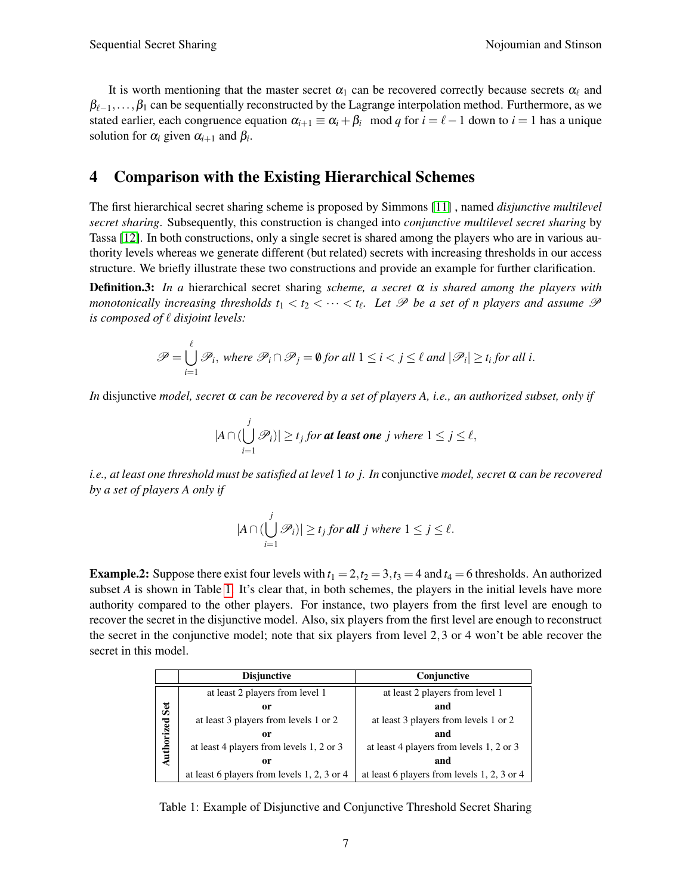It is worth mentioning that the master secret $\alpha_1$ can be recovered correctly because secrets $\alpha_\ell$ and $\beta_{\ell-1}, \dots, \beta_1$ can be sequentially reconstructed by the Lagrange interpolation method. Furthermore, as we stated earlier, each congruence equation $\alpha_{i+1} \equiv \alpha_i + \beta_i \mod q$ for $i = \ell - 1$ down to $i = 1$ has a unique solution for $\alpha_i$ given $\alpha_{i+1}$ and $\beta_i$.

## 4 Comparison with the Existing Hierarchical Schemes

The first hierarchical secret sharing scheme is proposed by Simmons [11] , named *disjunctive multilevel secret sharing*. Subsequently, this construction is changed into *conjunctive multilevel secret sharing* by Tassa [12]. In both constructions, only a single secret is shared among the players who are in various authority levels whereas we generate different (but related) secrets with increasing thresholds in our access structure. We briefly illustrate these two constructions and provide an example for further clarification.

**Definition.3:** *In a* hierarchical secret sharing *scheme, a secret $\alpha$ is shared among the players with monotonically increasing thresholds $t_1 < t_2 < \cdots < t_\ell$. Let $\mathscr{P}$ be a set of $n$ players and assume $\mathscr{P}$ is composed of $\ell$ disjoint levels:*

$$\mathscr{P} = \bigcup_{i=1}^{\ell} \mathscr{P}_i, \text{ where } \mathscr{P}_i \cap \mathscr{P}_j = \emptyset \text{ for all } 1 \leq i < j \leq \ell \text{ and } |\mathscr{P}_i| \geq t_i \text{ for all } i.$$

*In* disjunctive *model, secret $\alpha$ can be recovered by a set of players A, i.e., an authorized subset, only if*

$$|A \cap (\bigcup_{i=1}^{j} \mathscr{P}_i)| \geq t_j \text{ for } \textbf{at least one } j \text{ where } 1 \leq j \leq \ell,$$

*i.e., at least one threshold must be satisfied at level* 1 *to* $j$. *In* conjunctive *model, secret $\alpha$ can be recovered by a set of players A only if*

$$|A \cap (\bigcup_{i=1}^{j} \mathscr{P}_i)| \geq t_j \text{ for } \textbf{all } j \text{ where } 1 \leq j \leq \ell.$$

**Example.2:** Suppose there exist four levels with $t_1 = 2, t_2 = 3, t_3 = 4$ and $t_4 = 6$ thresholds. An authorized subset $A$ is shown in Table 1. It's clear that, in both schemes, the players in the initial levels have more authority compared to the other players. For instance, two players from the first level are enough to recover the secret in the disjunctive model. Also, six players from the first level are enough to reconstruct the secret in the conjunctive model; note that six players from level 2, 3 or 4 won't be able recover the secret in this model.

| | **Disjunctive** | **Conjunctive** |
|---|---|---|
| **Authorized Set** | at least 2 players from level 1 | at least 2 players from level 1 |
| | **or** | **and** |
| | at least 3 players from levels 1 or 2 | at least 3 players from levels 1 or 2 |
| | **or** | **and** |
| | at least 4 players from levels 1, 2 or 3 | at least 4 players from levels 1, 2 or 3 |
| | **or** | **and** |
| | at least 6 players from levels 1, 2, 3 or 4 | at least 6 players from levels 1, 2, 3 or 4 |

Table 1: Example of Disjunctive and Conjunctive Threshold Secret Sharing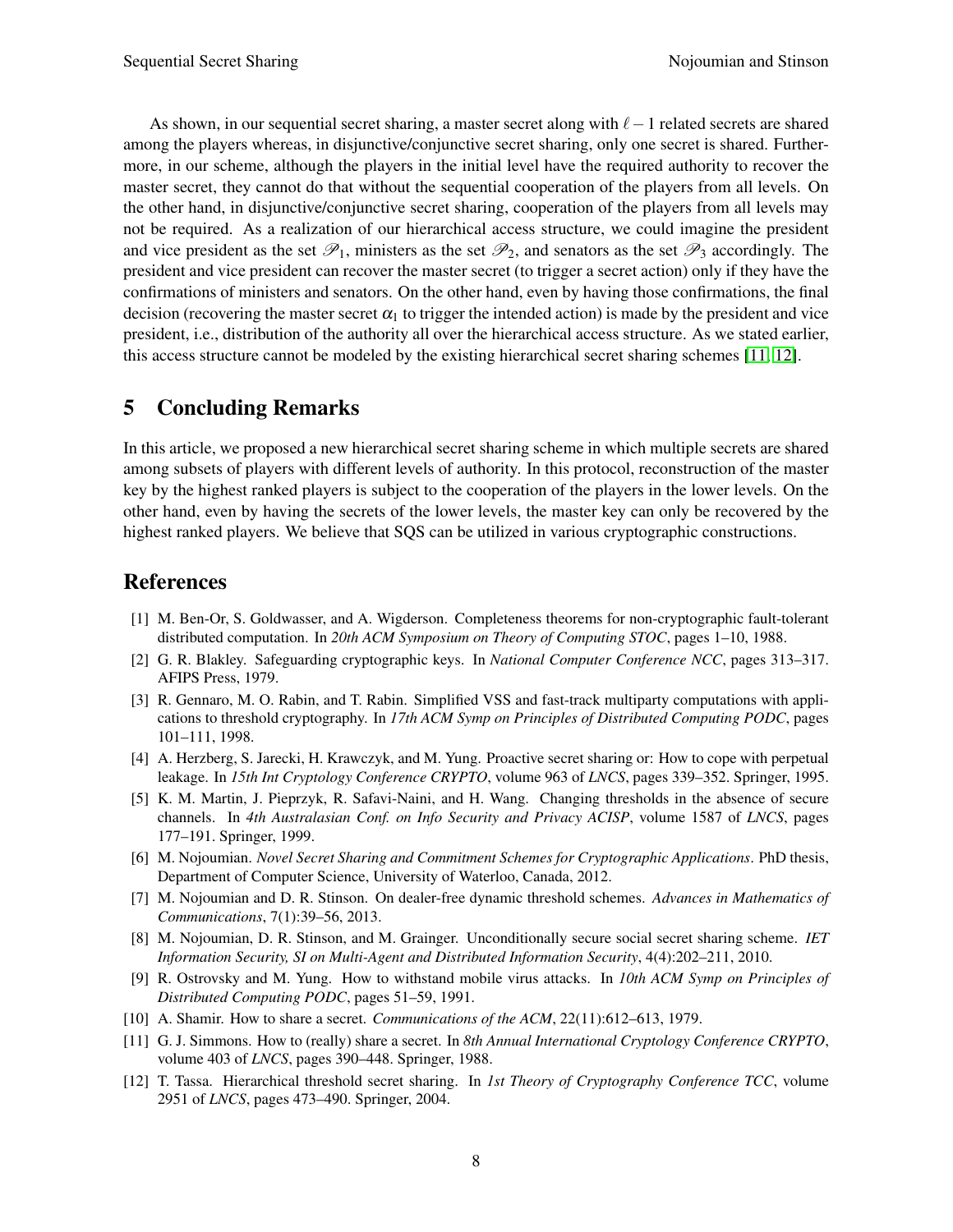As shown, in our sequential secret sharing, a master secret along with $\ell - 1$ related secrets are shared among the players whereas, in disjunctive/conjunctive secret sharing, only one secret is shared. Furthermore, in our scheme, although the players in the initial level have the required authority to recover the master secret, they cannot do that without the sequential cooperation of the players from all levels. On the other hand, in disjunctive/conjunctive secret sharing, cooperation of the players from all levels may not be required. As a realization of our hierarchical access structure, we could imagine the president and vice president as the set $\mathscr{P}_1$, ministers as the set $\mathscr{P}_2$, and senators as the set $\mathscr{P}_3$ accordingly. The president and vice president can recover the master secret (to trigger a secret action) only if they have the confirmations of ministers and senators. On the other hand, even by having those confirmations, the final decision (recovering the master secret $\alpha_1$ to trigger the intended action) is made by the president and vice president, i.e., distribution of the authority all over the hierarchical access structure. As we stated earlier, this access structure cannot be modeled by the existing hierarchical secret sharing schemes [11, 12].

## 5 Concluding Remarks

In this article, we proposed a new hierarchical secret sharing scheme in which multiple secrets are shared among subsets of players with different levels of authority. In this protocol, reconstruction of the master key by the highest ranked players is subject to the cooperation of the players in the lower levels. On the other hand, even by having the secrets of the lower levels, the master key can only be recovered by the highest ranked players. We believe that SQS can be utilized in various cryptographic constructions.

## References

[1] M. Ben-Or, S. Goldwasser, and A. Wigderson. Completeness theorems for non-cryptographic fault-tolerant distributed computation. In *20th ACM Symposium on Theory of Computing STOC*, pages 1–10, 1988.

[2] G. R. Blakley. Safeguarding cryptographic keys. In *National Computer Conference NCC*, pages 313–317. AFIPS Press, 1979.

[3] R. Gennaro, M. O. Rabin, and T. Rabin. Simplified VSS and fast-track multiparty computations with applications to threshold cryptography. In *17th ACM Symp on Principles of Distributed Computing PODC*, pages 101–111, 1998.

[4] A. Herzberg, S. Jarecki, H. Krawczyk, and M. Yung. Proactive secret sharing or: How to cope with perpetual leakage. In *15th Int Cryptology Conference CRYPTO*, volume 963 of *LNCS*, pages 339–352. Springer, 1995.

[5] K. M. Martin, J. Pieprzyk, R. Safavi-Naini, and H. Wang. Changing thresholds in the absence of secure channels. In *4th Australasian Conf. on Info Security and Privacy ACISP*, volume 1587 of *LNCS*, pages 177–191. Springer, 1999.

[6] M. Nojoumian. *Novel Secret Sharing and Commitment Schemes for Cryptographic Applications*. PhD thesis, Department of Computer Science, University of Waterloo, Canada, 2012.

[7] M. Nojoumian and D. R. Stinson. On dealer-free dynamic threshold schemes. *Advances in Mathematics of Communications*, 7(1):39–56, 2013.

[8] M. Nojoumian, D. R. Stinson, and M. Grainger. Unconditionally secure social secret sharing scheme. *IET Information Security, SI on Multi-Agent and Distributed Information Security*, 4(4):202–211, 2010.

[9] R. Ostrovsky and M. Yung. How to withstand mobile virus attacks. In *10th ACM Symp on Principles of Distributed Computing PODC*, pages 51–59, 1991.

[10] A. Shamir. How to share a secret. *Communications of the ACM*, 22(11):612–613, 1979.

[11] G. J. Simmons. How to (really) share a secret. In *8th Annual International Cryptology Conference CRYPTO*, volume 403 of *LNCS*, pages 390–448. Springer, 1988.

[12] T. Tassa. Hierarchical threshold secret sharing. In *1st Theory of Cryptography Conference TCC*, volume 2951 of *LNCS*, pages 473–490. Springer, 2004.